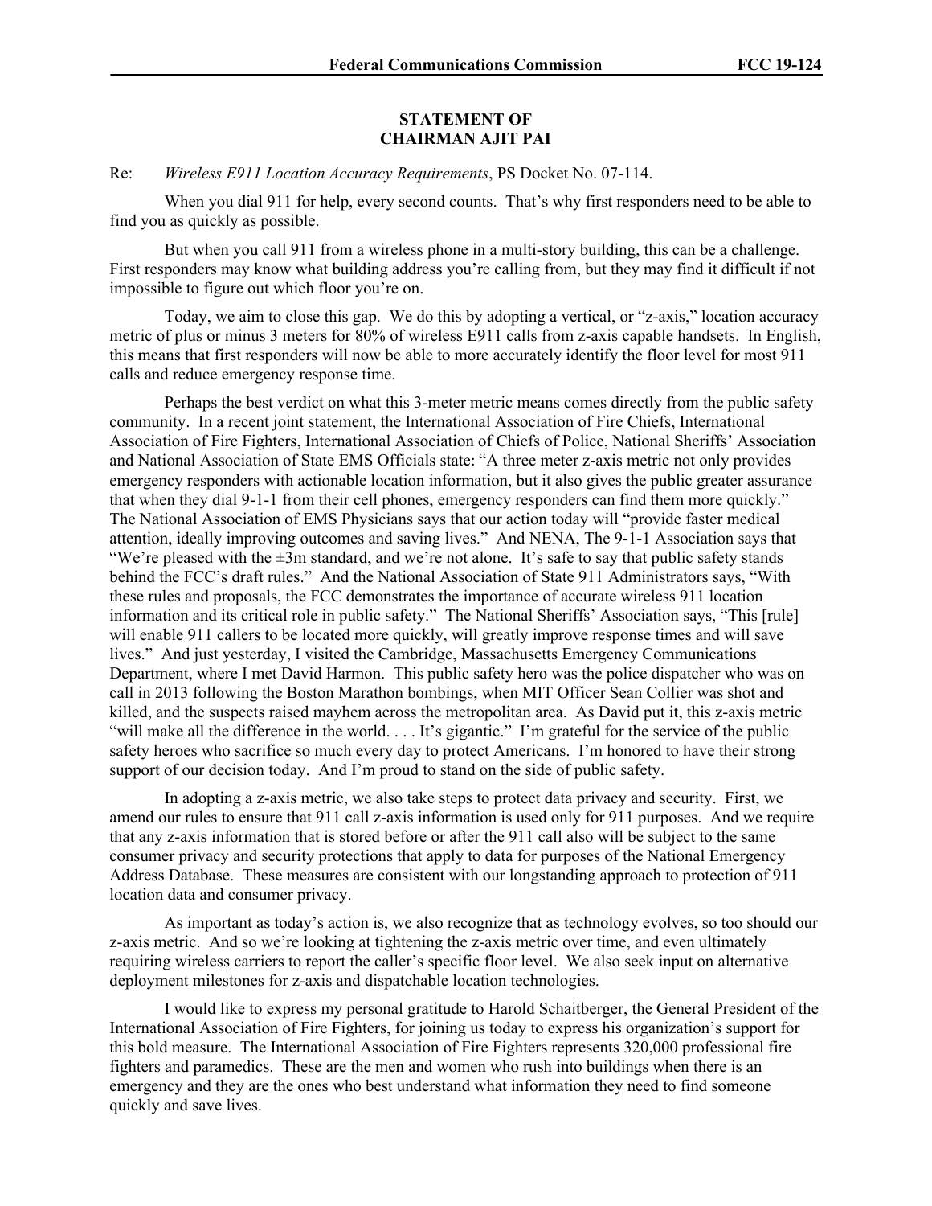**STATEMENT OF**
**CHAIRMAN AJIT PAI**

Re: *Wireless E911 Location Accuracy Requirements*, PS Docket No. 07-114.

When you dial 911 for help, every second counts. That's why first responders need to be able to find you as quickly as possible.

But when you call 911 from a wireless phone in a multi-story building, this can be a challenge. First responders may know what building address you're calling from, but they may find it difficult if not impossible to figure out which floor you're on.

Today, we aim to close this gap. We do this by adopting a vertical, or "z-axis," location accuracy metric of plus or minus 3 meters for 80% of wireless E911 calls from z-axis capable handsets. In English, this means that first responders will now be able to more accurately identify the floor level for most 911 calls and reduce emergency response time.

Perhaps the best verdict on what this 3-meter metric means comes directly from the public safety community. In a recent joint statement, the International Association of Fire Chiefs, International Association of Fire Fighters, International Association of Chiefs of Police, National Sheriffs' Association and National Association of State EMS Officials state: "A three meter z-axis metric not only provides emergency responders with actionable location information, but it also gives the public greater assurance that when they dial 9-1-1 from their cell phones, emergency responders can find them more quickly." The National Association of EMS Physicians says that our action today will "provide faster medical attention, ideally improving outcomes and saving lives." And NENA, The 9-1-1 Association says that "We're pleased with the ±3m standard, and we're not alone. It's safe to say that public safety stands behind the FCC's draft rules." And the National Association of State 911 Administrators says, "With these rules and proposals, the FCC demonstrates the importance of accurate wireless 911 location information and its critical role in public safety." The National Sheriffs' Association says, "This [rule] will enable 911 callers to be located more quickly, will greatly improve response times and will save lives." And just yesterday, I visited the Cambridge, Massachusetts Emergency Communications Department, where I met David Harmon. This public safety hero was the police dispatcher who was on call in 2013 following the Boston Marathon bombings, when MIT Officer Sean Collier was shot and killed, and the suspects raised mayhem across the metropolitan area. As David put it, this z-axis metric "will make all the difference in the world. . . . It's gigantic." I'm grateful for the service of the public safety heroes who sacrifice so much every day to protect Americans. I'm honored to have their strong support of our decision today. And I'm proud to stand on the side of public safety.

In adopting a z-axis metric, we also take steps to protect data privacy and security. First, we amend our rules to ensure that 911 call z-axis information is used only for 911 purposes. And we require that any z-axis information that is stored before or after the 911 call also will be subject to the same consumer privacy and security protections that apply to data for purposes of the National Emergency Address Database. These measures are consistent with our longstanding approach to protection of 911 location data and consumer privacy.

As important as today's action is, we also recognize that as technology evolves, so too should our z-axis metric. And so we're looking at tightening the z-axis metric over time, and even ultimately requiring wireless carriers to report the caller's specific floor level. We also seek input on alternative deployment milestones for z-axis and dispatchable location technologies.

I would like to express my personal gratitude to Harold Schaitberger, the General President of the International Association of Fire Fighters, for joining us today to express his organization's support for this bold measure. The International Association of Fire Fighters represents 320,000 professional fire fighters and paramedics. These are the men and women who rush into buildings when there is an emergency and they are the ones who best understand what information they need to find someone quickly and save lives.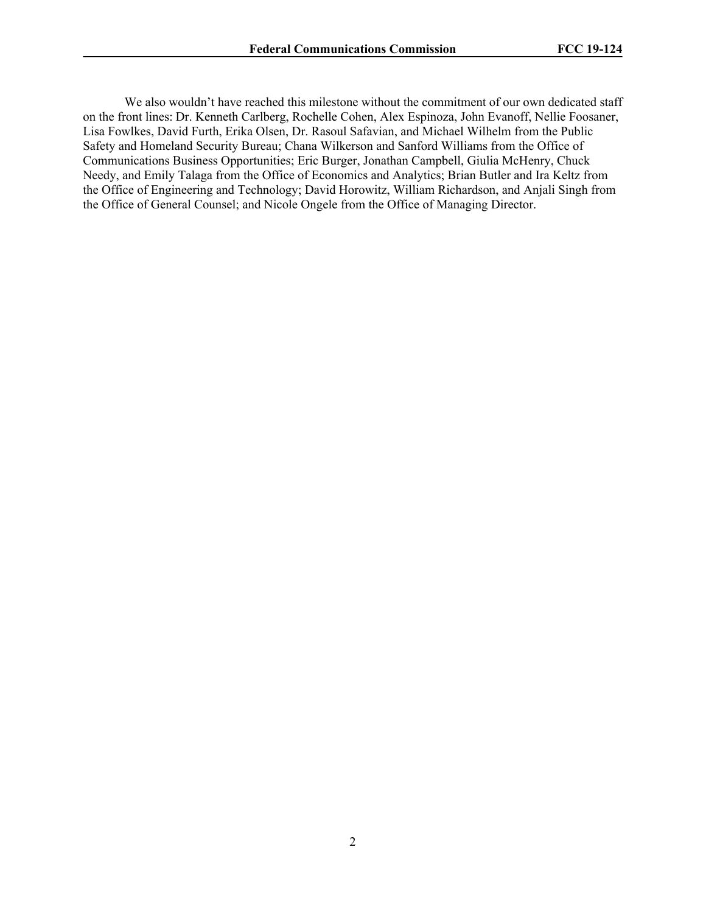We also wouldn't have reached this milestone without the commitment of our own dedicated staff on the front lines: Dr. Kenneth Carlberg, Rochelle Cohen, Alex Espinoza, John Evanoff, Nellie Foosaner, Lisa Fowlkes, David Furth, Erika Olsen, Dr. Rasoul Safavian, and Michael Wilhelm from the Public Safety and Homeland Security Bureau; Chana Wilkerson and Sanford Williams from the Office of Communications Business Opportunities; Eric Burger, Jonathan Campbell, Giulia McHenry, Chuck Needy, and Emily Talaga from the Office of Economics and Analytics; Brian Butler and Ira Keltz from the Office of Engineering and Technology; David Horowitz, William Richardson, and Anjali Singh from the Office of General Counsel; and Nicole Ongele from the Office of Managing Director.